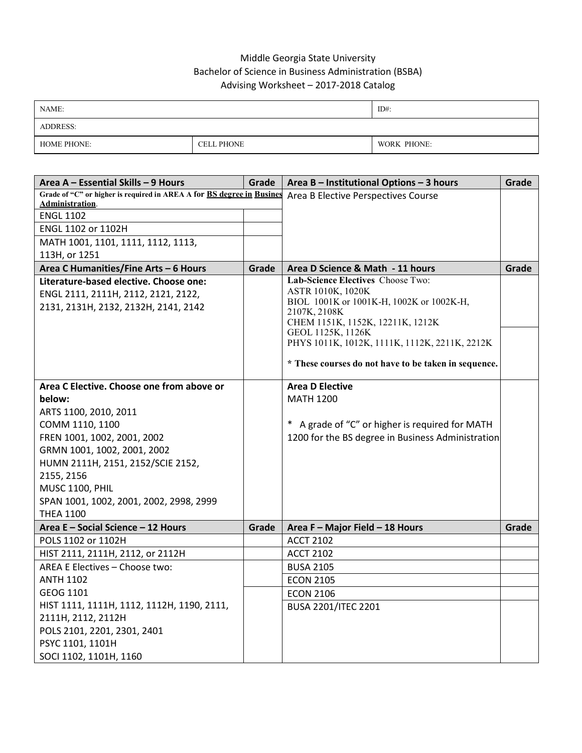Middle Georgia State University
Bachelor of Science in Business Administration (BSBA)
Advising Worksheet – 2017-2018 Catalog

| NAME: | | ID#: |
|---|---|---|
| ADDRESS: | | |
| HOME PHONE: | CELL PHONE | WORK PHONE: |

| Area A – Essential Skills – 9 Hours | Grade | Area B – Institutional Options – 3 hours | Grade |
|---|---|---|---|
| Grade of "C" or higher is required in AREA A for BS degree in Busines Administration. | | Area B Elective Perspectives Course | |
| ENGL 1102 | | | |
| ENGL 1102 or 1102H | | | |
| MATH 1001, 1101, 1111, 1112, 1113, 113H, or 1251 | | | |
| **Area C Humanities/Fine Arts – 6 Hours** | **Grade** | **Area D Science & Math - 11 hours** | **Grade** |
| **Literature-based elective. Choose one:** ENGL 2111, 2111H, 2112, 2121, 2122, 2131, 2131H, 2132, 2132H, 2141, 2142 | | **Lab-Science Electives** Choose Two: ASTR 1010K, 1020K BIOL 1001K or 1001K-H, 1002K or 1002K-H, 2107K, 2108K CHEM 1151K, 1152K, 12211K, 1212K GEOL 1125K, 1126K PHYS 1011K, 1012K, 1111K, 1112K, 2211K, 2212K **\* These courses do not have to be taken in sequence.** | |
| **Area C Elective. Choose one from above or below:** ARTS 1100, 2010, 2011 COMM 1110, 1100 FREN 1001, 1002, 2001, 2002 GRMN 1001, 1002, 2001, 2002 HUMN 2111H, 2151, 2152/SCIE 2152, 2155, 2156 MUSC 1100, PHIL SPAN 1001, 1002, 2001, 2002, 2998, 2999 THEA 1100 | | **Area D Elective** MATH 1200 * A grade of "C" or higher is required for MATH 1200 for the BS degree in Business Administration | |
| **Area E – Social Science – 12 Hours** | **Grade** | **Area F – Major Field – 18 Hours** | **Grade** |
| POLS 1102 or 1102H | | ACCT 2102 | |
| HIST 2111, 2111H, 2112, or 2112H | | ACCT 2102 | |
| AREA E Electives – Choose two: ANTH 1102 GEOG 1101 HIST 1111, 1111H, 1112, 1112H, 1190, 2111, 2111H, 2112, 2112H POLS 2101, 2201, 2301, 2401 PSYC 1101, 1101H SOCI 1102, 1101H, 1160 | | BUSA 2105 | |
| | | ECON 2105 | |
| | | ECON 2106 | |
| | | BUSA 2201/ITEC 2201 | |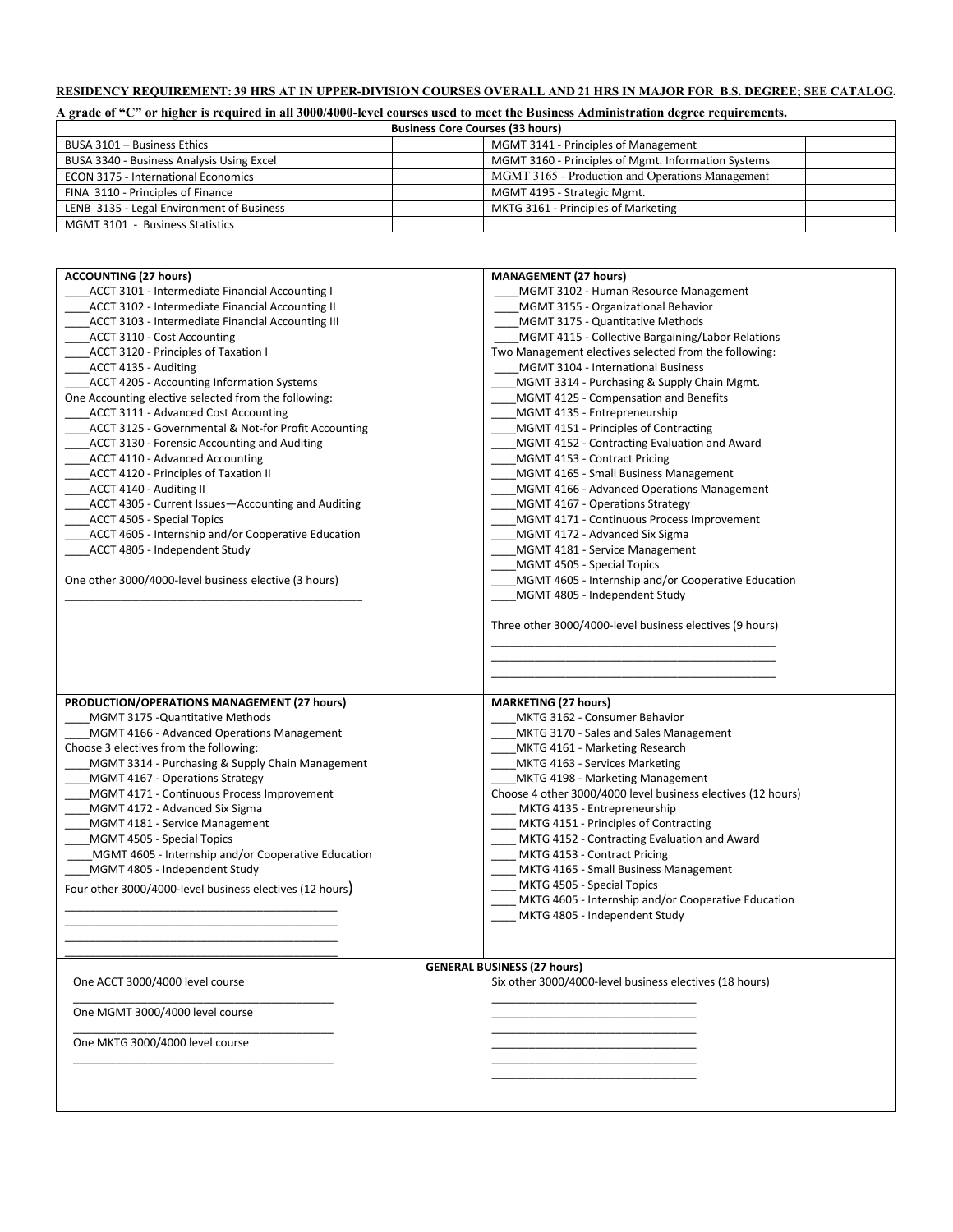**RESIDENCY REQUIREMENT: 39 HRS AT IN UPPER-DIVISION COURSES OVERALL AND 21 HRS IN MAJOR FOR B.S. DEGREE; SEE CATALOG.**

**A grade of "C" or higher is required in all 3000/4000-level courses used to meet the Business Administration degree requirements.**

| Business Core Courses (33 hours) | | | |
|---|---|---|---|
| BUSA 3101 – Business Ethics | | MGMT 3141 - Principles of Management | |
| BUSA 3340 - Business Analysis Using Excel | | MGMT 3160 - Principles of Mgmt. Information Systems | |
| ECON 3175 - International Economics | | MGMT 3165 - Production and Operations Management | |
| FINA 3110 - Principles of Finance | | MGMT 4195 - Strategic Mgmt. | |
| LENB 3135 - Legal Environment of Business | | MKTG 3161 - Principles of Marketing | |
| MGMT 3101 - Business Statistics | | | |

**ACCOUNTING (27 hours)**

____ACCT 3101 - Intermediate Financial Accounting I
____ACCT 3102 - Intermediate Financial Accounting II
____ACCT 3103 - Intermediate Financial Accounting III
____ACCT 3110 - Cost Accounting
____ACCT 3120 - Principles of Taxation I
____ACCT 4135 - Auditing
____ACCT 4205 - Accounting Information Systems

One Accounting elective selected from the following:

____ACCT 3111 - Advanced Cost Accounting
____ACCT 3125 - Governmental & Not-for Profit Accounting
____ACCT 3130 - Forensic Accounting and Auditing
____ACCT 4110 - Advanced Accounting
____ACCT 4120 - Principles of Taxation II
____ACCT 4140 - Auditing II
____ACCT 4305 - Current Issues—Accounting and Auditing
____ACCT 4505 - Special Topics
____ACCT 4605 - Internship and/or Cooperative Education
____ACCT 4805 - Independent Study

One other 3000/4000-level business elective (3 hours)

__________________________________________________

**MANAGEMENT (27 hours)**

____MGMT 3102 - Human Resource Management
____MGMT 3155 - Organizational Behavior
____MGMT 3175 - Quantitative Methods
____MGMT 4115 - Collective Bargaining/Labor Relations

Two Management electives selected from the following:

____MGMT 3104 - International Business
____MGMT 3314 - Purchasing & Supply Chain Mgmt.
____MGMT 4125 - Compensation and Benefits
____MGMT 4135 - Entrepreneurship
____MGMT 4151 - Principles of Contracting
____MGMT 4152 - Contracting Evaluation and Award
____MGMT 4153 - Contract Pricing
____MGMT 4165 - Small Business Management
____MGMT 4166 - Advanced Operations Management
____MGMT 4167 - Operations Strategy
____MGMT 4171 - Continuous Process Improvement
____MGMT 4172 - Advanced Six Sigma
____MGMT 4181 - Service Management
____MGMT 4505 - Special Topics
____MGMT 4605 - Internship and/or Cooperative Education
____MGMT 4805 - Independent Study

Three other 3000/4000-level business electives (9 hours)

______________________________________________
______________________________________________
______________________________________________

**PRODUCTION/OPERATIONS MANAGEMENT (27 hours)**

____MGMT 3175 -Quantitative Methods
____MGMT 4166 - Advanced Operations Management

Choose 3 electives from the following:

____MGMT 3314 - Purchasing & Supply Chain Management
____MGMT 4167 - Operations Strategy
____MGMT 4171 - Continuous Process Improvement
____MGMT 4172 - Advanced Six Sigma
____MGMT 4181 - Service Management
____MGMT 4505 - Special Topics
____MGMT 4605 - Internship and/or Cooperative Education
____MGMT 4805 - Independent Study

Four other 3000/4000-level business electives (12 hours)

____________________________________________
____________________________________________
____________________________________________
____________________________________________

**MARKETING (27 hours)**

____MKTG 3162 - Consumer Behavior
____MKTG 3170 - Sales and Sales Management
____MKTG 4161 - Marketing Research
____MKTG 4163 - Services Marketing
____MKTG 4198 - Marketing Management

Choose 4 other 3000/4000 level business electives (12 hours)

____ MKTG 4135 - Entrepreneurship
____ MKTG 4151 - Principles of Contracting
____ MKTG 4152 - Contracting Evaluation and Award
____ MKTG 4153 - Contract Pricing
____ MKTG 4165 - Small Business Management
____ MKTG 4505 - Special Topics
____ MKTG 4605 - Internship and/or Cooperative Education
____ MKTG 4805 - Independent Study

**GENERAL BUSINESS (27 hours)**

One ACCT 3000/4000 level course

__________________________________________

One MGMT 3000/4000 level course

__________________________________________

One MKTG 3000/4000 level course

__________________________________________

Six other 3000/4000-level business electives (18 hours)

_________________________________
_________________________________
_________________________________
_________________________________
_________________________________
_________________________________